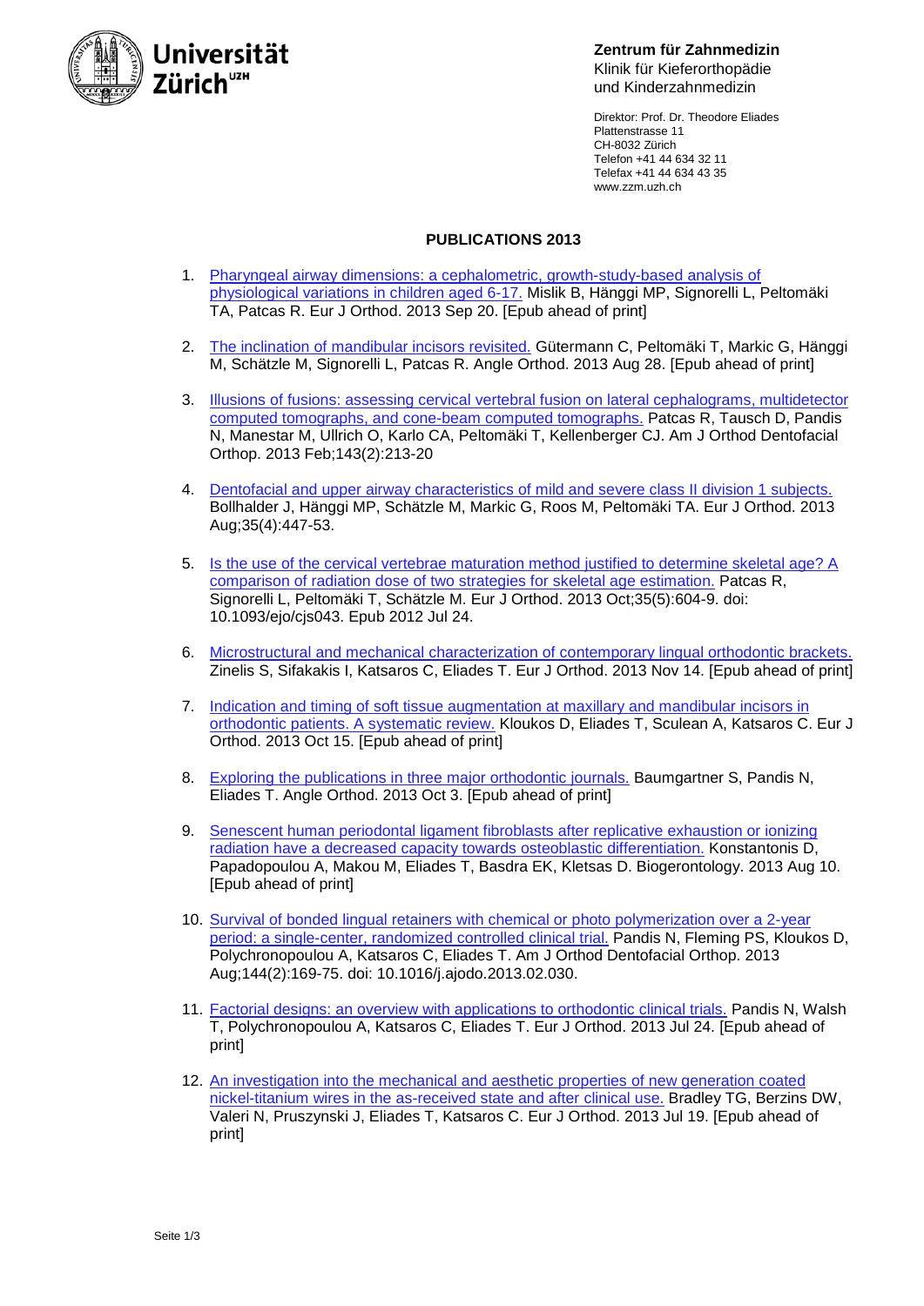**Universität Zürich**[UZH]

**Zentrum für Zahnmedizin**
Klinik für Kieferorthopädie
und Kinderzahnmedizin

Direktor: Prof. Dr. Theodore Eliades
Plattenstrasse 11
CH-8032 Zürich
Telefon +41 44 634 32 11
Telefax +41 44 634 43 35
www.zzm.uzh.ch

## PUBLICATIONS 2013

1. Pharyngeal airway dimensions: a cephalometric, growth-study-based analysis of physiological variations in children aged 6-17. Mislik B, Hänggi MP, Signorelli L, Peltomäki TA, Patcas R. Eur J Orthod. 2013 Sep 20. [Epub ahead of print]

2. The inclination of mandibular incisors revisited. Gütermann C, Peltomäki T, Markic G, Hänggi M, Schätzle M, Signorelli L, Patcas R. Angle Orthod. 2013 Aug 28. [Epub ahead of print]

3. Illusions of fusions: assessing cervical vertebral fusion on lateral cephalograms, multidetector computed tomographs, and cone-beam computed tomographs. Patcas R, Tausch D, Pandis N, Manestar M, Ullrich O, Karlo CA, Peltomäki T, Kellenberger CJ. Am J Orthod Dentofacial Orthop. 2013 Feb;143(2):213-20

4. Dentofacial and upper airway characteristics of mild and severe class II division 1 subjects. Bollhalder J, Hänggi MP, Schätzle M, Markic G, Roos M, Peltomäki TA. Eur J Orthod. 2013 Aug;35(4):447-53.

5. Is the use of the cervical vertebrae maturation method justified to determine skeletal age? A comparison of radiation dose of two strategies for skeletal age estimation. Patcas R, Signorelli L, Peltomäki T, Schätzle M. Eur J Orthod. 2013 Oct;35(5):604-9. doi: 10.1093/ejo/cjs043. Epub 2012 Jul 24.

6. Microstructural and mechanical characterization of contemporary lingual orthodontic brackets. Zinelis S, Sifakakis I, Katsaros C, Eliades T. Eur J Orthod. 2013 Nov 14. [Epub ahead of print]

7. Indication and timing of soft tissue augmentation at maxillary and mandibular incisors in orthodontic patients. A systematic review. Kloukos D, Eliades T, Sculean A, Katsaros C. Eur J Orthod. 2013 Oct 15. [Epub ahead of print]

8. Exploring the publications in three major orthodontic journals. Baumgartner S, Pandis N, Eliades T. Angle Orthod. 2013 Oct 3. [Epub ahead of print]

9. Senescent human periodontal ligament fibroblasts after replicative exhaustion or ionizing radiation have a decreased capacity towards osteoblastic differentiation. Konstantonis D, Papadopoulou A, Makou M, Eliades T, Basdra EK, Kletsas D. Biogerontology. 2013 Aug 10. [Epub ahead of print]

10. Survival of bonded lingual retainers with chemical or photo polymerization over a 2-year period: a single-center, randomized controlled clinical trial. Pandis N, Fleming PS, Kloukos D, Polychronopoulou A, Katsaros C, Eliades T. Am J Orthod Dentofacial Orthop. 2013 Aug;144(2):169-75. doi: 10.1016/j.ajodo.2013.02.030.

11. Factorial designs: an overview with applications to orthodontic clinical trials. Pandis N, Walsh T, Polychronopoulou A, Katsaros C, Eliades T. Eur J Orthod. 2013 Jul 24. [Epub ahead of print]

12. An investigation into the mechanical and aesthetic properties of new generation coated nickel-titanium wires in the as-received state and after clinical use. Bradley TG, Berzins DW, Valeri N, Pruszynski J, Eliades T, Katsaros C. Eur J Orthod. 2013 Jul 19. [Epub ahead of print]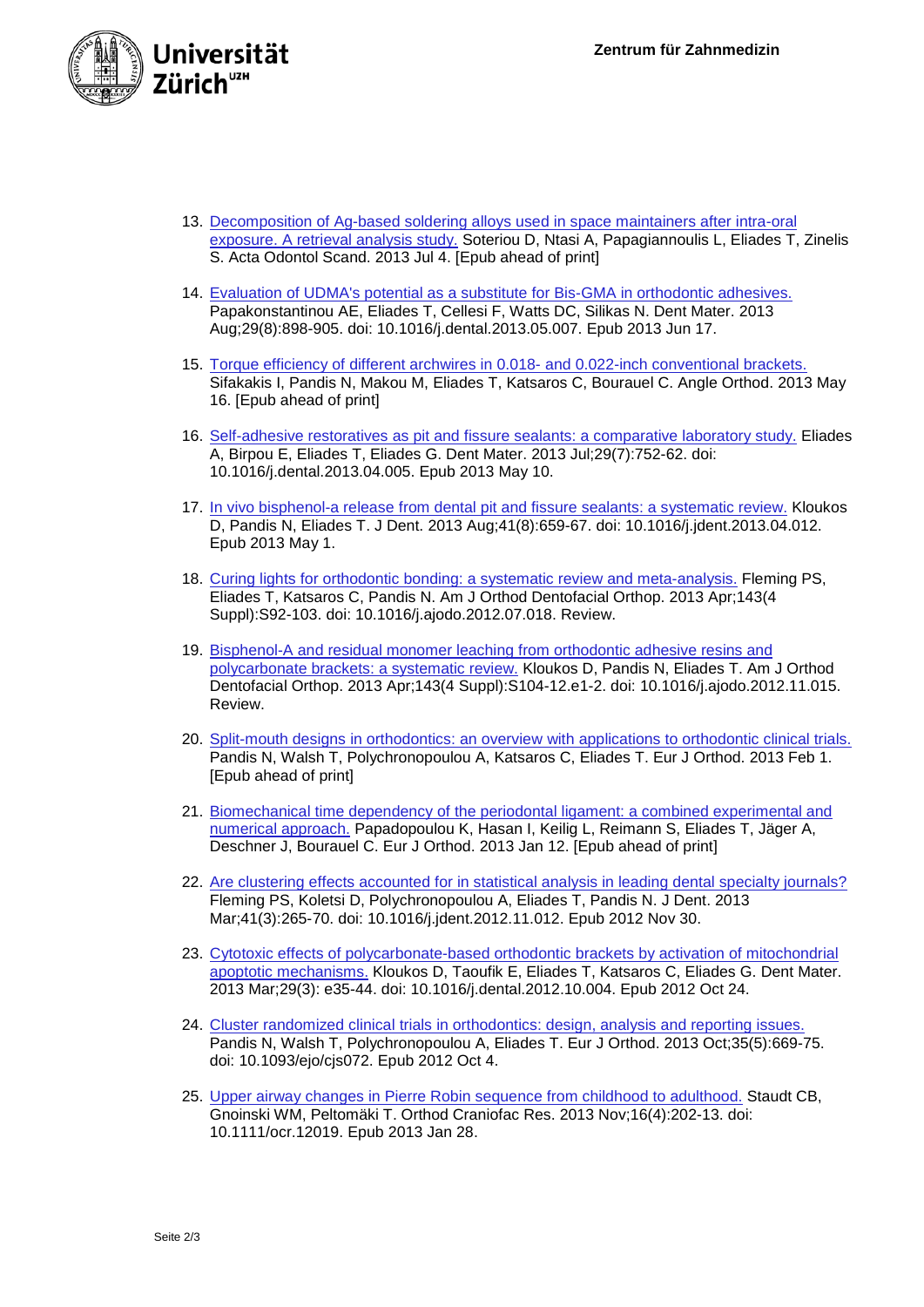13. Decomposition of Ag-based soldering alloys used in space maintainers after intra-oral exposure. A retrieval analysis study. Soteriou D, Ntasi A, Papagiannoulis L, Eliades T, Zinelis S. Acta Odontol Scand. 2013 Jul 4. [Epub ahead of print]

14. Evaluation of UDMA's potential as a substitute for Bis-GMA in orthodontic adhesives. Papakonstantinou AE, Eliades T, Cellesi F, Watts DC, Silikas N. Dent Mater. 2013 Aug;29(8):898-905. doi: 10.1016/j.dental.2013.05.007. Epub 2013 Jun 17.

15. Torque efficiency of different archwires in 0.018- and 0.022-inch conventional brackets. Sifakakis I, Pandis N, Makou M, Eliades T, Katsaros C, Bourauel C. Angle Orthod. 2013 May 16. [Epub ahead of print]

16. Self-adhesive restoratives as pit and fissure sealants: a comparative laboratory study. Eliades A, Birpou E, Eliades T, Eliades G. Dent Mater. 2013 Jul;29(7):752-62. doi: 10.1016/j.dental.2013.04.005. Epub 2013 May 10.

17. In vivo bisphenol-a release from dental pit and fissure sealants: a systematic review. Kloukos D, Pandis N, Eliades T. J Dent. 2013 Aug;41(8):659-67. doi: 10.1016/j.jdent.2013.04.012. Epub 2013 May 1.

18. Curing lights for orthodontic bonding: a systematic review and meta-analysis. Fleming PS, Eliades T, Katsaros C, Pandis N. Am J Orthod Dentofacial Orthop. 2013 Apr;143(4 Suppl):S92-103. doi: 10.1016/j.ajodo.2012.07.018. Review.

19. Bisphenol-A and residual monomer leaching from orthodontic adhesive resins and polycarbonate brackets: a systematic review. Kloukos D, Pandis N, Eliades T. Am J Orthod Dentofacial Orthop. 2013 Apr;143(4 Suppl):S104-12.e1-2. doi: 10.1016/j.ajodo.2012.11.015. Review.

20. Split-mouth designs in orthodontics: an overview with applications to orthodontic clinical trials. Pandis N, Walsh T, Polychronopoulou A, Katsaros C, Eliades T. Eur J Orthod. 2013 Feb 1. [Epub ahead of print]

21. Biomechanical time dependency of the periodontal ligament: a combined experimental and numerical approach. Papadopoulou K, Hasan I, Keilig L, Reimann S, Eliades T, Jäger A, Deschner J, Bourauel C. Eur J Orthod. 2013 Jan 12. [Epub ahead of print]

22. Are clustering effects accounted for in statistical analysis in leading dental specialty journals? Fleming PS, Koletsi D, Polychronopoulou A, Eliades T, Pandis N. J Dent. 2013 Mar;41(3):265-70. doi: 10.1016/j.jdent.2012.11.012. Epub 2012 Nov 30.

23. Cytotoxic effects of polycarbonate-based orthodontic brackets by activation of mitochondrial apoptotic mechanisms. Kloukos D, Taoufik E, Eliades T, Katsaros C, Eliades G. Dent Mater. 2013 Mar;29(3): e35-44. doi: 10.1016/j.dental.2012.10.004. Epub 2012 Oct 24.

24. Cluster randomized clinical trials in orthodontics: design, analysis and reporting issues. Pandis N, Walsh T, Polychronopoulou A, Eliades T. Eur J Orthod. 2013 Oct;35(5):669-75. doi: 10.1093/ejo/cjs072. Epub 2012 Oct 4.

25. Upper airway changes in Pierre Robin sequence from childhood to adulthood. Staudt CB, Gnoinski WM, Peltomäki T. Orthod Craniofac Res. 2013 Nov;16(4):202-13. doi: 10.1111/ocr.12019. Epub 2013 Jan 28.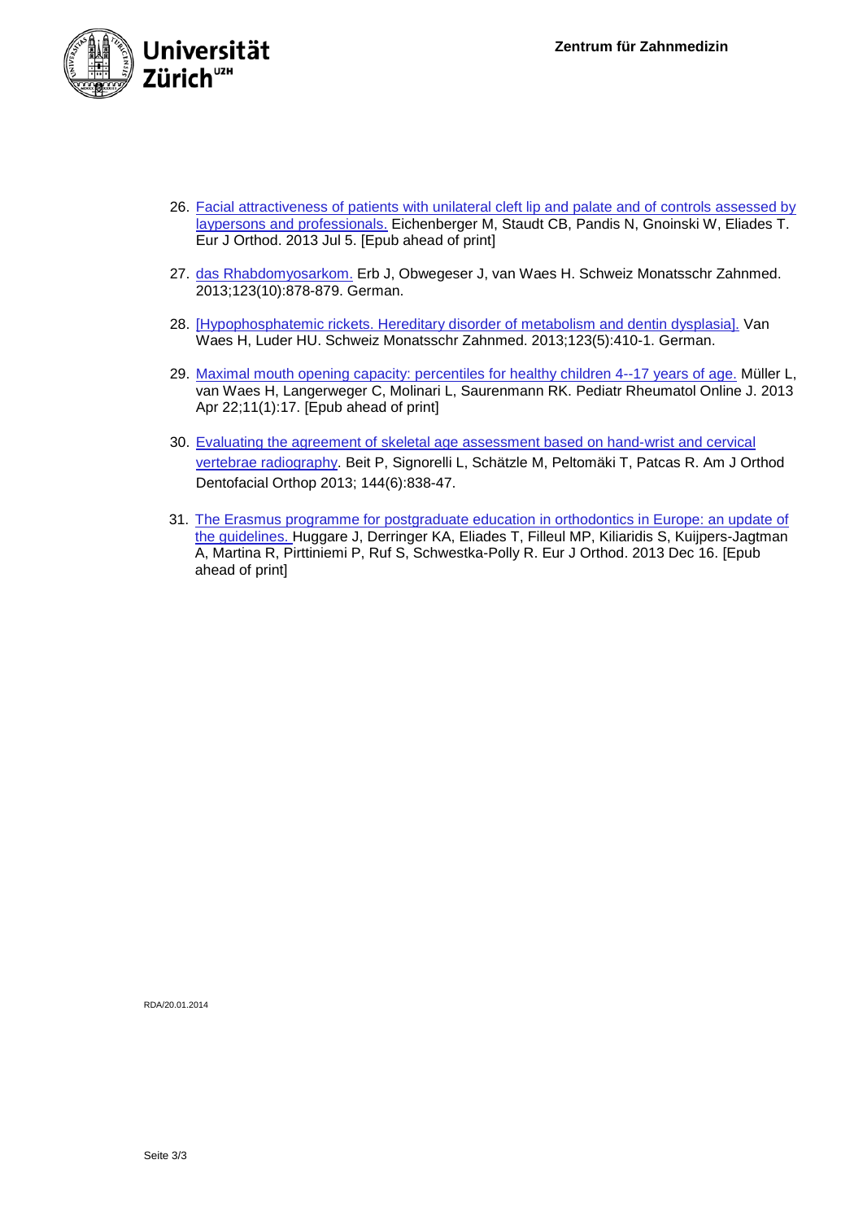26. Facial attractiveness of patients with unilateral cleft lip and palate and of controls assessed by laypersons and professionals. Eichenberger M, Staudt CB, Pandis N, Gnoinski W, Eliades T. Eur J Orthod. 2013 Jul 5. [Epub ahead of print]

27. das Rhabdomyosarkom. Erb J, Obwegeser J, van Waes H. Schweiz Monatsschr Zahnmed. 2013;123(10):878-879. German.

28. [Hypophosphatemic rickets. Hereditary disorder of metabolism and dentin dysplasia]. Van Waes H, Luder HU. Schweiz Monatsschr Zahnmed. 2013;123(5):410-1. German.

29. Maximal mouth opening capacity: percentiles for healthy children 4--17 years of age. Müller L, van Waes H, Langerweger C, Molinari L, Saurenmann RK. Pediatr Rheumatol Online J. 2013 Apr 22;11(1):17. [Epub ahead of print]

30. Evaluating the agreement of skeletal age assessment based on hand-wrist and cervical vertebrae radiography. Beit P, Signorelli L, Schätzle M, Peltomäki T, Patcas R. Am J Orthod Dentofacial Orthop 2013; 144(6):838-47.

31. The Erasmus programme for postgraduate education in orthodontics in Europe: an update of the guidelines. Huggare J, Derringer KA, Eliades T, Filleul MP, Kiliaridis S, Kuijpers-Jagtman A, Martina R, Pirttiniemi P, Ruf S, Schwestka-Polly R. Eur J Orthod. 2013 Dec 16. [Epub ahead of print]

RDA/20.01.2014